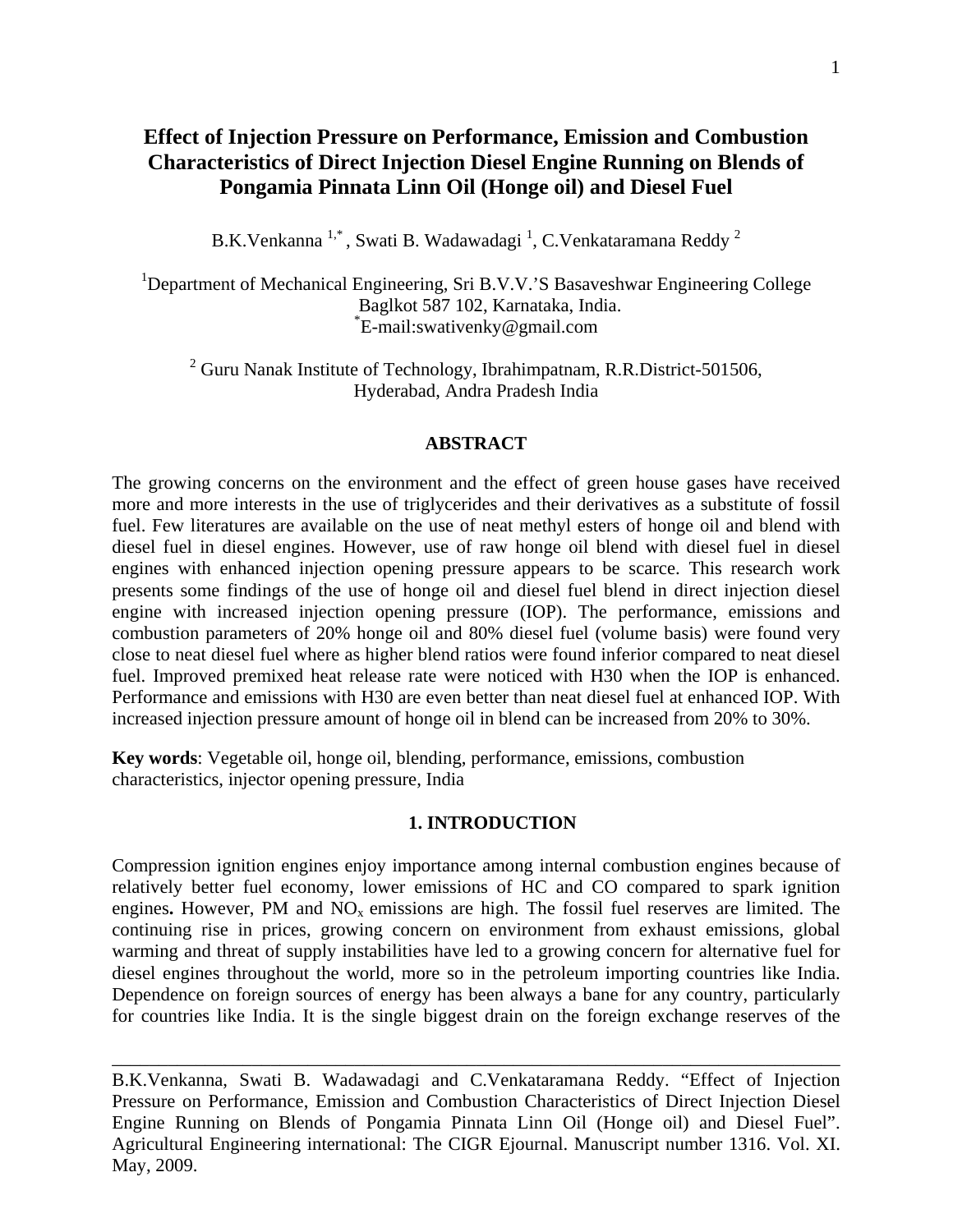# Effect of Injection Pressure on Performance, Emission and Combustion Characteristics of Direct Injection Diesel Engine Running on Blends of Pongamia Pinnata Linn Oil (Honge oil) and Diesel Fuel

B.K.Venkanna [1,*] , Swati B. Wadawadagi [1], C.Venkataramana Reddy [2]

[1]Department of Mechanical Engineering, Sri B.V.V.'S Basaveshwar Engineering College Baglkot 587 102, Karnataka, India.
[*]E-mail:swativenky@gmail.com

[2] Guru Nanak Institute of Technology, Ibrahimpatnam, R.R.District-501506, Hyderabad, Andra Pradesh India

## ABSTRACT

The growing concerns on the environment and the effect of green house gases have received more and more interests in the use of triglycerides and their derivatives as a substitute of fossil fuel. Few literatures are available on the use of neat methyl esters of honge oil and blend with diesel fuel in diesel engines. However, use of raw honge oil blend with diesel fuel in diesel engines with enhanced injection opening pressure appears to be scarce. This research work presents some findings of the use of honge oil and diesel fuel blend in direct injection diesel engine with increased injection opening pressure (IOP). The performance, emissions and combustion parameters of 20% honge oil and 80% diesel fuel (volume basis) were found very close to neat diesel fuel where as higher blend ratios were found inferior compared to neat diesel fuel. Improved premixed heat release rate were noticed with H30 when the IOP is enhanced. Performance and emissions with H30 are even better than neat diesel fuel at enhanced IOP. With increased injection pressure amount of honge oil in blend can be increased from 20% to 30%.

**Key words**: Vegetable oil, honge oil, blending, performance, emissions, combustion characteristics, injector opening pressure, India

## 1. INTRODUCTION

Compression ignition engines enjoy importance among internal combustion engines because of relatively better fuel economy, lower emissions of HC and CO compared to spark ignition engines**.** However, PM and $NO_x$ emissions are high. The fossil fuel reserves are limited. The continuing rise in prices, growing concern on environment from exhaust emissions, global warming and threat of supply instabilities have led to a growing concern for alternative fuel for diesel engines throughout the world, more so in the petroleum importing countries like India. Dependence on foreign sources of energy has been always a bane for any country, particularly for countries like India. It is the single biggest drain on the foreign exchange reserves of the

---

B.K.Venkanna, Swati B. Wadawadagi and C.Venkataramana Reddy. "Effect of Injection Pressure on Performance, Emission and Combustion Characteristics of Direct Injection Diesel Engine Running on Blends of Pongamia Pinnata Linn Oil (Honge oil) and Diesel Fuel". Agricultural Engineering international: The CIGR Ejournal. Manuscript number 1316. Vol. XI. May, 2009.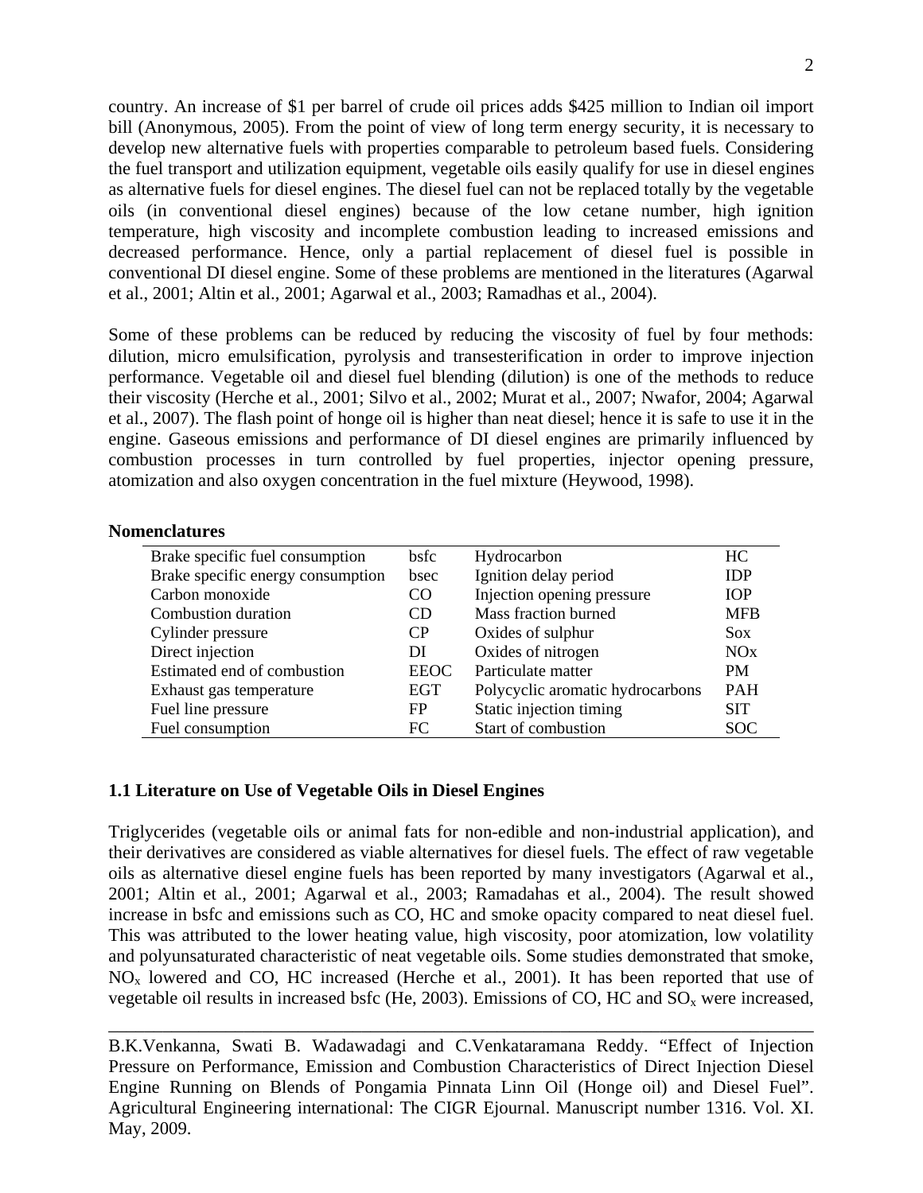country. An increase of $1 per barrel of crude oil prices adds $425 million to Indian oil import bill (Anonymous, 2005). From the point of view of long term energy security, it is necessary to develop new alternative fuels with properties comparable to petroleum based fuels. Considering the fuel transport and utilization equipment, vegetable oils easily qualify for use in diesel engines as alternative fuels for diesel engines. The diesel fuel can not be replaced totally by the vegetable oils (in conventional diesel engines) because of the low cetane number, high ignition temperature, high viscosity and incomplete combustion leading to increased emissions and decreased performance. Hence, only a partial replacement of diesel fuel is possible in conventional DI diesel engine. Some of these problems are mentioned in the literatures (Agarwal et al., 2001; Altin et al., 2001; Agarwal et al., 2003; Ramadhas et al., 2004).

Some of these problems can be reduced by reducing the viscosity of fuel by four methods: dilution, micro emulsification, pyrolysis and transesterification in order to improve injection performance. Vegetable oil and diesel fuel blending (dilution) is one of the methods to reduce their viscosity (Herche et al., 2001; Silvo et al., 2002; Murat et al., 2007; Nwafor, 2004; Agarwal et al., 2007). The flash point of honge oil is higher than neat diesel; hence it is safe to use it in the engine. Gaseous emissions and performance of DI diesel engines are primarily influenced by combustion processes in turn controlled by fuel properties, injector opening pressure, atomization and also oxygen concentration in the fuel mixture (Heywood, 1998).

**Nomenclatures**

| | | | |
|---|---|---|---|
| Brake specific fuel consumption | bsfc | Hydrocarbon | HC |
| Brake specific energy consumption | bsec | Ignition delay period | IDP |
| Carbon monoxide | CO | Injection opening pressure | IOP |
| Combustion duration | CD | Mass fraction burned | MFB |
| Cylinder pressure | CP | Oxides of sulphur | Sox |
| Direct injection | DI | Oxides of nitrogen | NOx |
| Estimated end of combustion | EEOC | Particulate matter | PM |
| Exhaust gas temperature | EGT | Polycyclic aromatic hydrocarbons | PAH |
| Fuel line pressure | FP | Static injection timing | SIT |
| Fuel consumption | FC | Start of combustion | SOC |

## 1.1 Literature on Use of Vegetable Oils in Diesel Engines

Triglycerides (vegetable oils or animal fats for non-edible and non-industrial application), and their derivatives are considered as viable alternatives for diesel fuels. The effect of raw vegetable oils as alternative diesel engine fuels has been reported by many investigators (Agarwal et al., 2001; Altin et al., 2001; Agarwal et al., 2003; Ramadahas et al., 2004). The result showed increase in bsfc and emissions such as CO, HC and smoke opacity compared to neat diesel fuel. This was attributed to the lower heating value, high viscosity, poor atomization, low volatility and polyunsaturated characteristic of neat vegetable oils. Some studies demonstrated that smoke, $NO_x$ lowered and CO, HC increased (Herche et al., 2001). It has been reported that use of vegetable oil results in increased bsfc (He, 2003). Emissions of CO, HC and $SO_x$ were increased,

B.K.Venkanna, Swati B. Wadawadagi and C.Venkataramana Reddy. "Effect of Injection Pressure on Performance, Emission and Combustion Characteristics of Direct Injection Diesel Engine Running on Blends of Pongamia Pinnata Linn Oil (Honge oil) and Diesel Fuel". Agricultural Engineering international: The CIGR Ejournal. Manuscript number 1316. Vol. XI. May, 2009.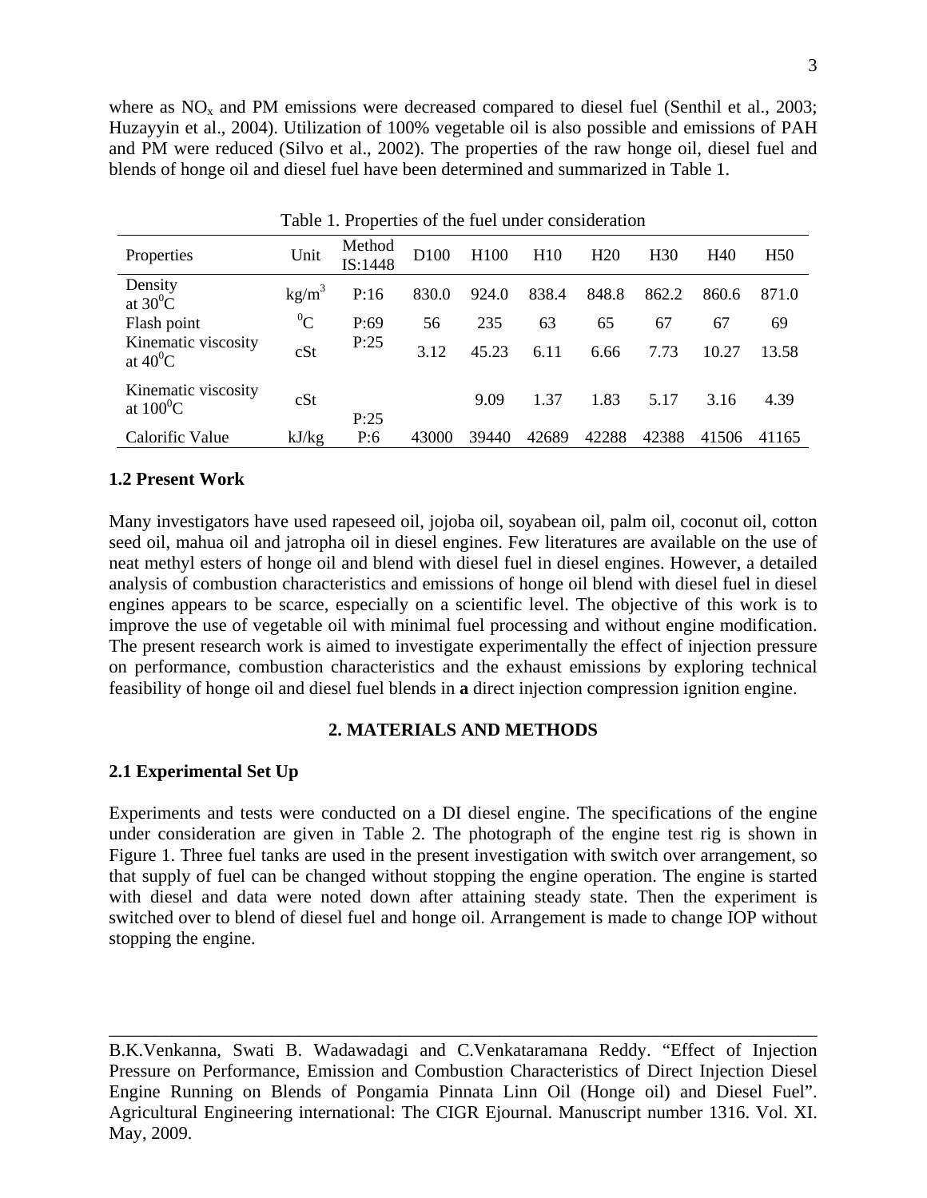where as $NO_x$ and PM emissions were decreased compared to diesel fuel (Senthil et al., 2003; Huzayyin et al., 2004). Utilization of 100% vegetable oil is also possible and emissions of PAH and PM were reduced (Silvo et al., 2002). The properties of the raw honge oil, diesel fuel and blends of honge oil and diesel fuel have been determined and summarized in Table 1.

Table 1. Properties of the fuel under consideration

| Properties | Unit | Method IS:1448 | D100 | H100 | H10 | H20 | H30 | H40 | H50 |
|---|---|---|---|---|---|---|---|---|---|
| Density at $30^0$C | kg/m$^3$ | P:16 | 830.0 | 924.0 | 838.4 | 848.8 | 862.2 | 860.6 | 871.0 |
| Flash point | $^0$C | P:69 | 56 | 235 | 63 | 65 | 67 | 67 | 69 |
| Kinematic viscosity at $40^0$C | cSt | P:25 | 3.12 | 45.23 | 6.11 | 6.66 | 7.73 | 10.27 | 13.58 |
| Kinematic viscosity at $100^0$C | cSt | P:25 | | 9.09 | 1.37 | 1.83 | 5.17 | 3.16 | 4.39 |
| Calorific Value | kJ/kg | P:6 | 43000 | 39440 | 42689 | 42288 | 42388 | 41506 | 41165 |

### 1.2 Present Work

Many investigators have used rapeseed oil, jojoba oil, soyabean oil, palm oil, coconut oil, cotton seed oil, mahua oil and jatropha oil in diesel engines. Few literatures are available on the use of neat methyl esters of honge oil and blend with diesel fuel in diesel engines. However, a detailed analysis of combustion characteristics and emissions of honge oil blend with diesel fuel in diesel engines appears to be scarce, especially on a scientific level. The objective of this work is to improve the use of vegetable oil with minimal fuel processing and without engine modification. The present research work is aimed to investigate experimentally the effect of injection pressure on performance, combustion characteristics and the exhaust emissions by exploring technical feasibility of honge oil and diesel fuel blends in **a** direct injection compression ignition engine.

## 2. MATERIALS AND METHODS

### 2.1 Experimental Set Up

Experiments and tests were conducted on a DI diesel engine. The specifications of the engine under consideration are given in Table 2. The photograph of the engine test rig is shown in Figure 1. Three fuel tanks are used in the present investigation with switch over arrangement, so that supply of fuel can be changed without stopping the engine operation. The engine is started with diesel and data were noted down after attaining steady state. Then the experiment is switched over to blend of diesel fuel and honge oil. Arrangement is made to change IOP without stopping the engine.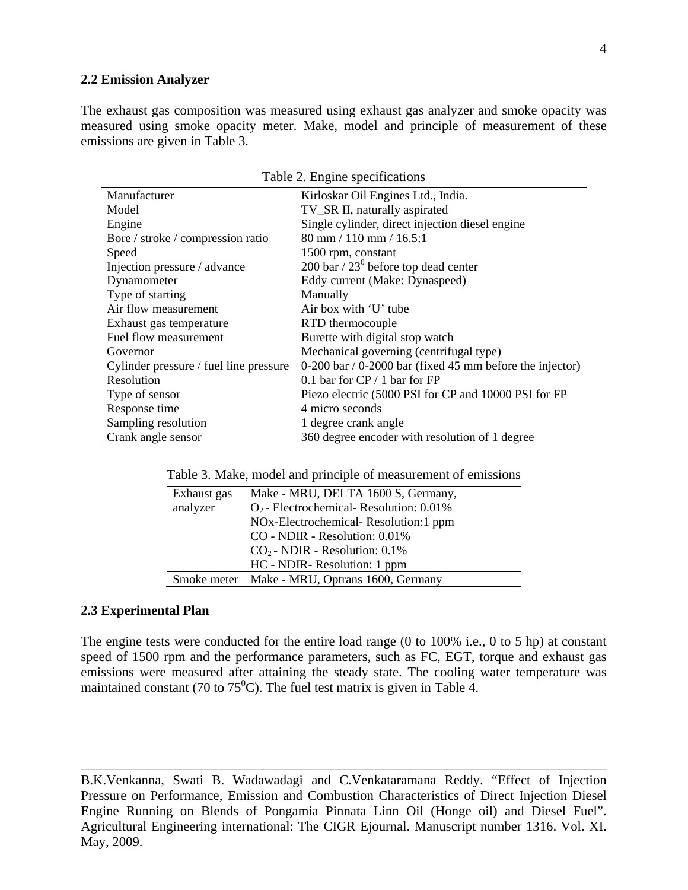### 2.2 Emission Analyzer

The exhaust gas composition was measured using exhaust gas analyzer and smoke opacity was measured using smoke opacity meter. Make, model and principle of measurement of these emissions are given in Table 3.

Table 2. Engine specifications

| | |
|---|---|
| Manufacturer | Kirloskar Oil Engines Ltd., India. |
| Model | TV_SR II, naturally aspirated |
| Engine | Single cylinder, direct injection diesel engine |
| Bore / stroke / compression ratio | 80 mm / 110 mm / 16.5:1 |
| Speed | 1500 rpm, constant |
| Injection pressure / advance | 200 bar / $23^0$ before top dead center |
| Dynamometer | Eddy current (Make: Dynaspeed) |
| Type of starting | Manually |
| Air flow measurement | Air box with 'U' tube |
| Exhaust gas temperature | RTD thermocouple |
| Fuel flow measurement | Burette with digital stop watch |
| Governor | Mechanical governing (centrifugal type) |
| Cylinder pressure / fuel line pressure | 0-200 bar / 0-2000 bar (fixed 45 mm before the injector) |
| Resolution | 0.1 bar for CP / 1 bar for FP |
| Type of sensor | Piezo electric (5000 PSI for CP and 10000 PSI for FP |
| Response time | 4 micro seconds |
| Sampling resolution | 1 degree crank angle |
| Crank angle sensor | 360 degree encoder with resolution of 1 degree |

Table 3. Make, model and principle of measurement of emissions

| | |
|---|---|
| Exhaust gas analyzer | Make - MRU, DELTA 1600 S, Germany,<br>$O_2$ - Electrochemical- Resolution: 0.01%<br>NOx-Electrochemical- Resolution:1 ppm<br>CO - NDIR - Resolution: 0.01%<br>$CO_2$ - NDIR - Resolution: 0.1%<br>HC - NDIR- Resolution: 1 ppm |
| Smoke meter | Make - MRU, Optrans 1600, Germany |

### 2.3 Experimental Plan

The engine tests were conducted for the entire load range (0 to 100% i.e., 0 to 5 hp) at constant speed of 1500 rpm and the performance parameters, such as FC, EGT, torque and exhaust gas emissions were measured after attaining the steady state. The cooling water temperature was maintained constant (70 to $75^0$C). The fuel test matrix is given in Table 4.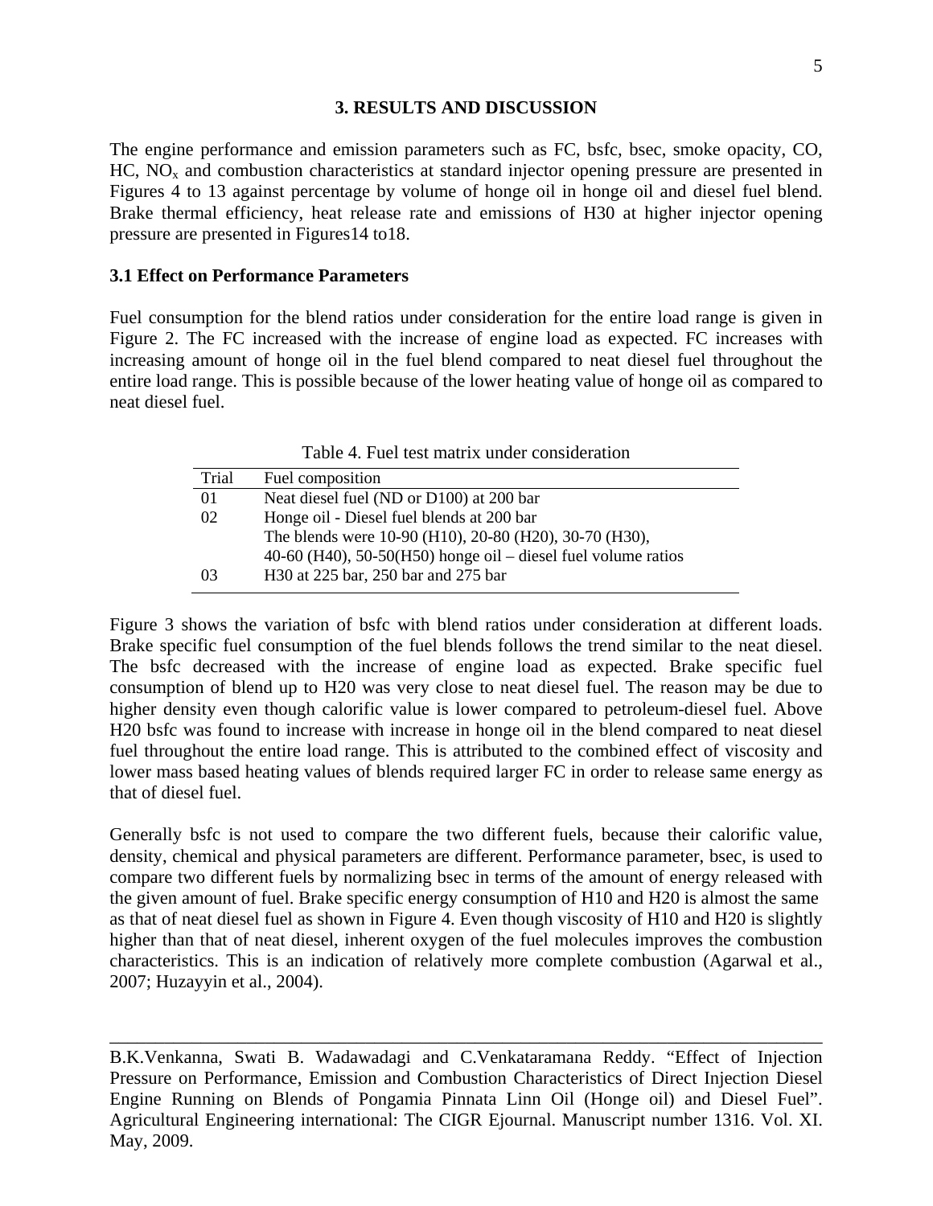## 3. RESULTS AND DISCUSSION

The engine performance and emission parameters such as FC, bsfc, bsec, smoke opacity, CO, HC, $NO_x$ and combustion characteristics at standard injector opening pressure are presented in Figures 4 to 13 against percentage by volume of honge oil in honge oil and diesel fuel blend. Brake thermal efficiency, heat release rate and emissions of H30 at higher injector opening pressure are presented in Figures14 to18.

### 3.1 Effect on Performance Parameters

Fuel consumption for the blend ratios under consideration for the entire load range is given in Figure 2. The FC increased with the increase of engine load as expected. FC increases with increasing amount of honge oil in the fuel blend compared to neat diesel fuel throughout the entire load range. This is possible because of the lower heating value of honge oil as compared to neat diesel fuel.

Table 4. Fuel test matrix under consideration

| Trial | Fuel composition |
|---|---|
| 01 | Neat diesel fuel (ND or D100) at 200 bar |
| 02 | Honge oil - Diesel fuel blends at 200 bar<br>The blends were 10-90 (H10), 20-80 (H20), 30-70 (H30),<br>40-60 (H40), 50-50(H50) honge oil – diesel fuel volume ratios |
| 03 | H30 at 225 bar, 250 bar and 275 bar |

Figure 3 shows the variation of bsfc with blend ratios under consideration at different loads. Brake specific fuel consumption of the fuel blends follows the trend similar to the neat diesel. The bsfc decreased with the increase of engine load as expected. Brake specific fuel consumption of blend up to H20 was very close to neat diesel fuel. The reason may be due to higher density even though calorific value is lower compared to petroleum-diesel fuel. Above H20 bsfc was found to increase with increase in honge oil in the blend compared to neat diesel fuel throughout the entire load range. This is attributed to the combined effect of viscosity and lower mass based heating values of blends required larger FC in order to release same energy as that of diesel fuel.

Generally bsfc is not used to compare the two different fuels, because their calorific value, density, chemical and physical parameters are different. Performance parameter, bsec, is used to compare two different fuels by normalizing bsec in terms of the amount of energy released with the given amount of fuel. Brake specific energy consumption of H10 and H20 is almost the same as that of neat diesel fuel as shown in Figure 4. Even though viscosity of H10 and H20 is slightly higher than that of neat diesel, inherent oxygen of the fuel molecules improves the combustion characteristics. This is an indication of relatively more complete combustion (Agarwal et al., 2007; Huzayyin et al., 2004).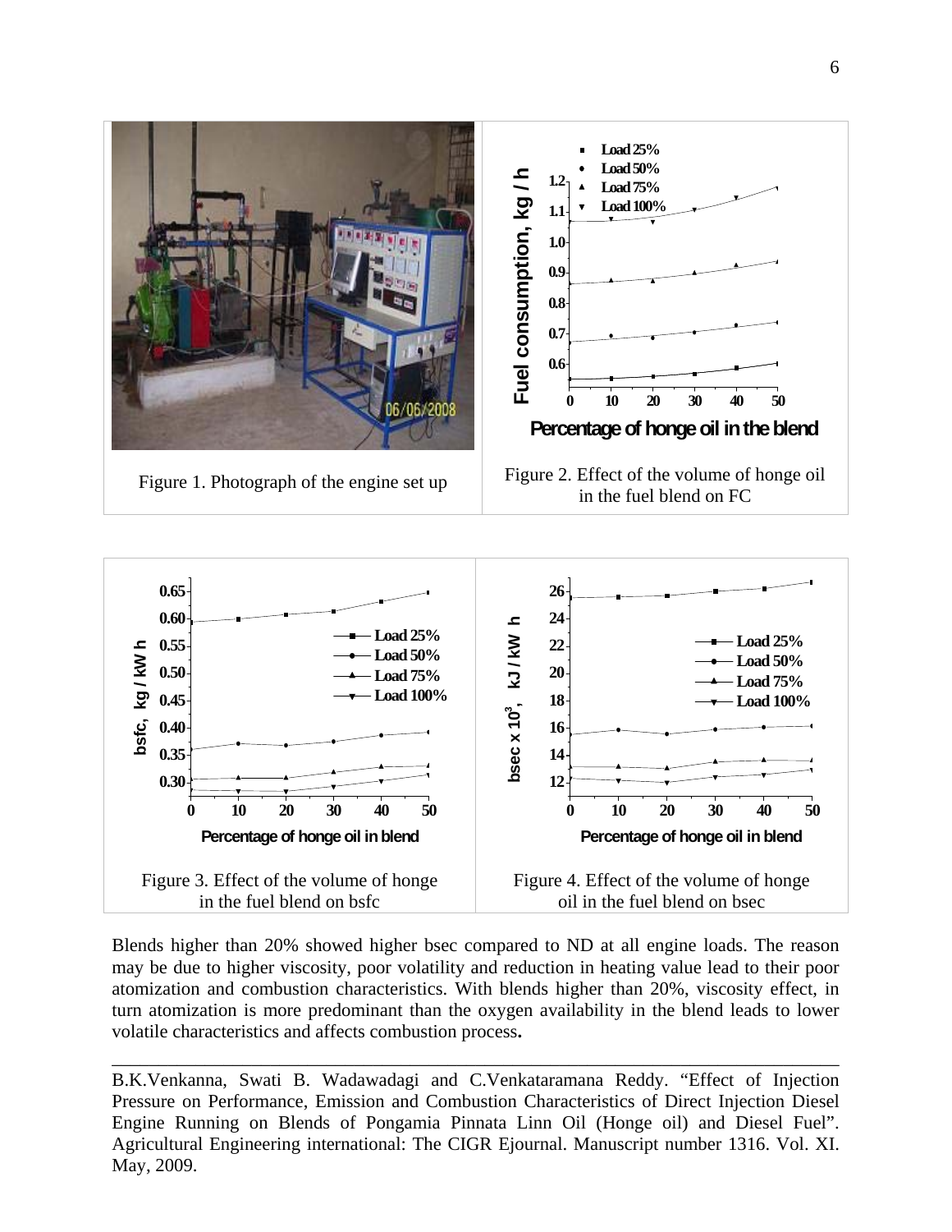Figure 1. Photograph of the engine set up

Figure 2. Effect of the volume of honge oil in the fuel blend on FC

Figure 3. Effect of the volume of honge in the fuel blend on bsfc

Figure 4. Effect of the volume of honge oil in the fuel blend on bsec

Blends higher than 20% showed higher bsec compared to ND at all engine loads. The reason may be due to higher viscosity, poor volatility and reduction in heating value lead to their poor atomization and combustion characteristics. With blends higher than 20%, viscosity effect, in turn atomization is more predominant than the oxygen availability in the blend leads to lower volatile characteristics and affects combustion process**.**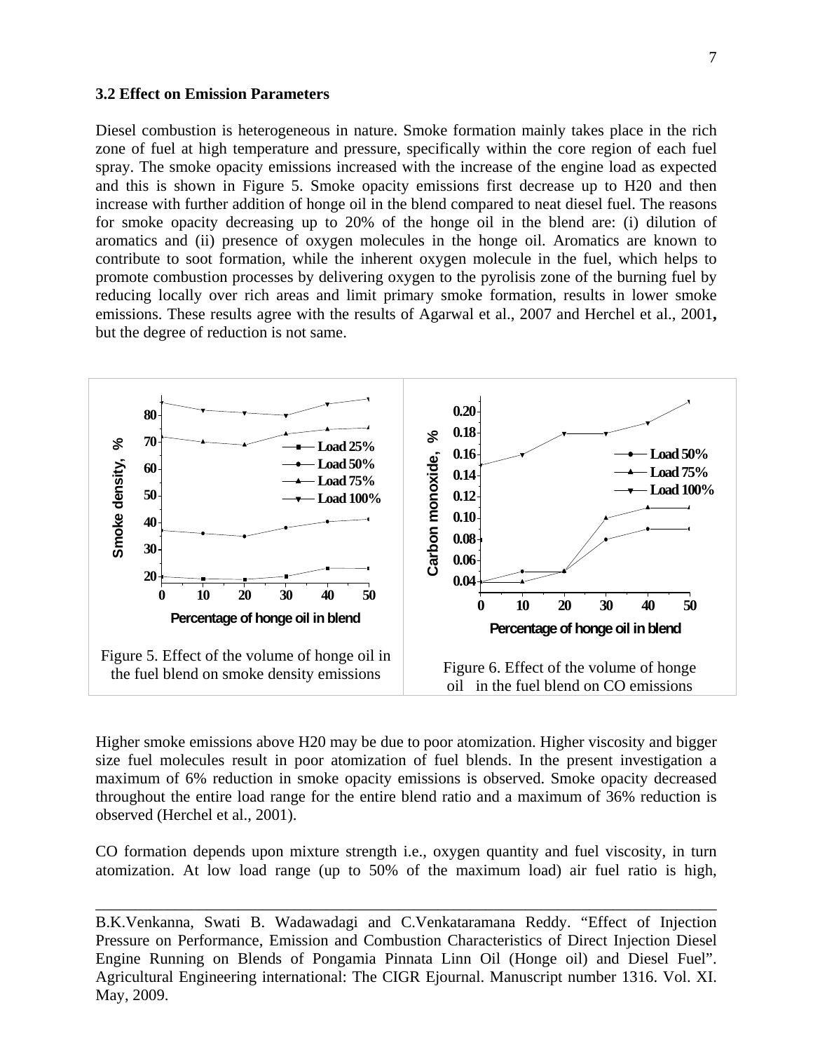### 3.2 Effect on Emission Parameters

Diesel combustion is heterogeneous in nature. Smoke formation mainly takes place in the rich zone of fuel at high temperature and pressure, specifically within the core region of each fuel spray. The smoke opacity emissions increased with the increase of the engine load as expected and this is shown in Figure 5. Smoke opacity emissions first decrease up to H20 and then increase with further addition of honge oil in the blend compared to neat diesel fuel. The reasons for smoke opacity decreasing up to 20% of the honge oil in the blend are: (i) dilution of aromatics and (ii) presence of oxygen molecules in the honge oil. Aromatics are known to contribute to soot formation, while the inherent oxygen molecule in the fuel, which helps to promote combustion processes by delivering oxygen to the pyrolisis zone of the burning fuel by reducing locally over rich areas and limit primary smoke formation, results in lower smoke emissions. These results agree with the results of Agarwal et al., 2007 and Herchel et al., 2001**,** but the degree of reduction is not same.

Figure 5. Effect of the volume of honge oil in the fuel blend on smoke density emissions

Figure 6. Effect of the volume of honge oil in the fuel blend on CO emissions

Higher smoke emissions above H20 may be due to poor atomization. Higher viscosity and bigger size fuel molecules result in poor atomization of fuel blends. In the present investigation a maximum of 6% reduction in smoke opacity emissions is observed. Smoke opacity decreased throughout the entire load range for the entire blend ratio and a maximum of 36% reduction is observed (Herchel et al., 2001).

CO formation depends upon mixture strength i.e., oxygen quantity and fuel viscosity, in turn atomization. At low load range (up to 50% of the maximum load) air fuel ratio is high,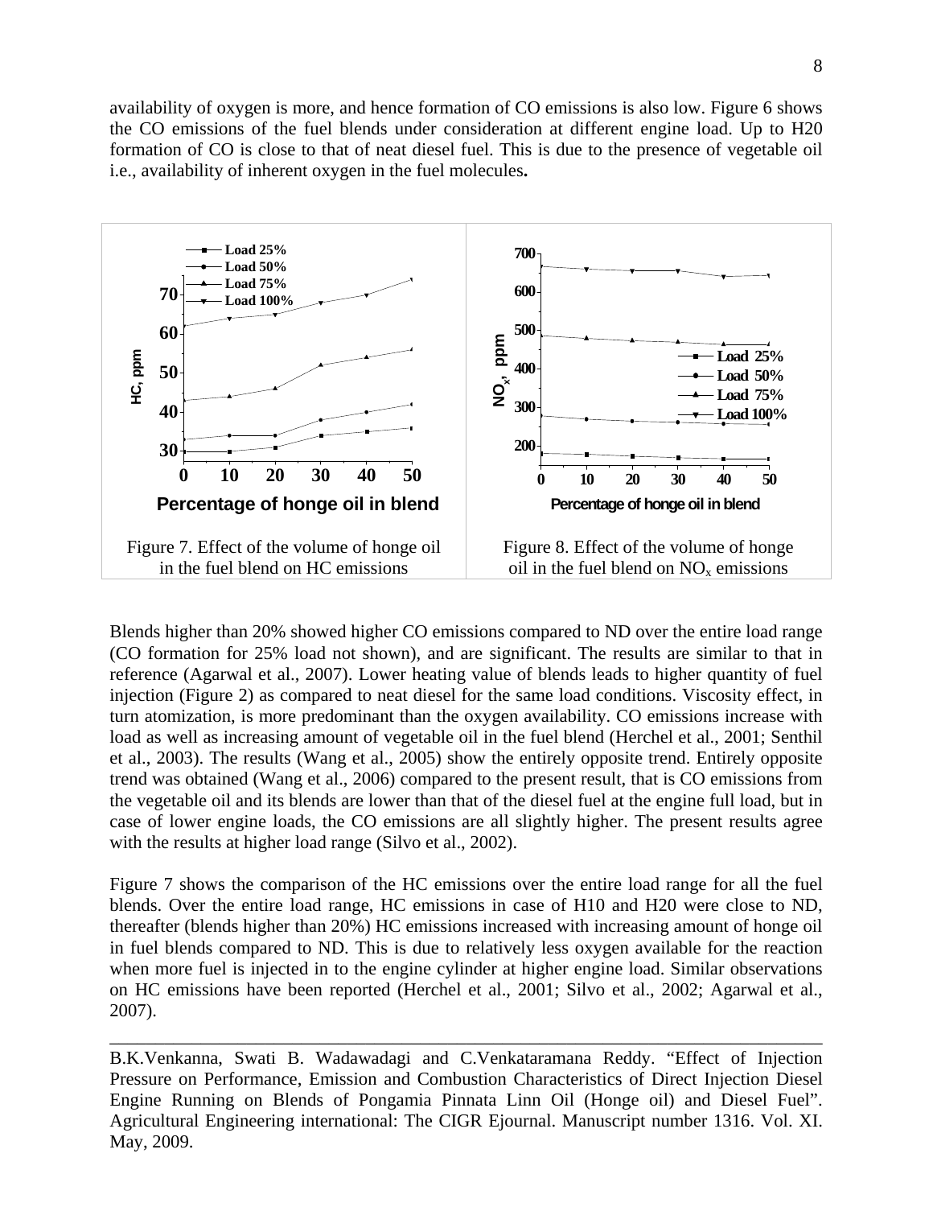availability of oxygen is more, and hence formation of CO emissions is also low. Figure 6 shows the CO emissions of the fuel blends under consideration at different engine load. Up to H20 formation of CO is close to that of neat diesel fuel. This is due to the presence of vegetable oil i.e., availability of inherent oxygen in the fuel molecules**.**

Figure 7. Effect of the volume of honge oil in the fuel blend on HC emissions

Figure 8. Effect of the volume of honge oil in the fuel blend on $NO_x$ emissions

Blends higher than 20% showed higher CO emissions compared to ND over the entire load range (CO formation for 25% load not shown), and are significant. The results are similar to that in reference (Agarwal et al., 2007). Lower heating value of blends leads to higher quantity of fuel injection (Figure 2) as compared to neat diesel for the same load conditions. Viscosity effect, in turn atomization, is more predominant than the oxygen availability. CO emissions increase with load as well as increasing amount of vegetable oil in the fuel blend (Herchel et al., 2001; Senthil et al., 2003). The results (Wang et al., 2005) show the entirely opposite trend. Entirely opposite trend was obtained (Wang et al., 2006) compared to the present result, that is CO emissions from the vegetable oil and its blends are lower than that of the diesel fuel at the engine full load, but in case of lower engine loads, the CO emissions are all slightly higher. The present results agree with the results at higher load range (Silvo et al., 2002).

Figure 7 shows the comparison of the HC emissions over the entire load range for all the fuel blends. Over the entire load range, HC emissions in case of H10 and H20 were close to ND, thereafter (blends higher than 20%) HC emissions increased with increasing amount of honge oil in fuel blends compared to ND. This is due to relatively less oxygen available for the reaction when more fuel is injected in to the engine cylinder at higher engine load. Similar observations on HC emissions have been reported (Herchel et al., 2001; Silvo et al., 2002; Agarwal et al., 2007).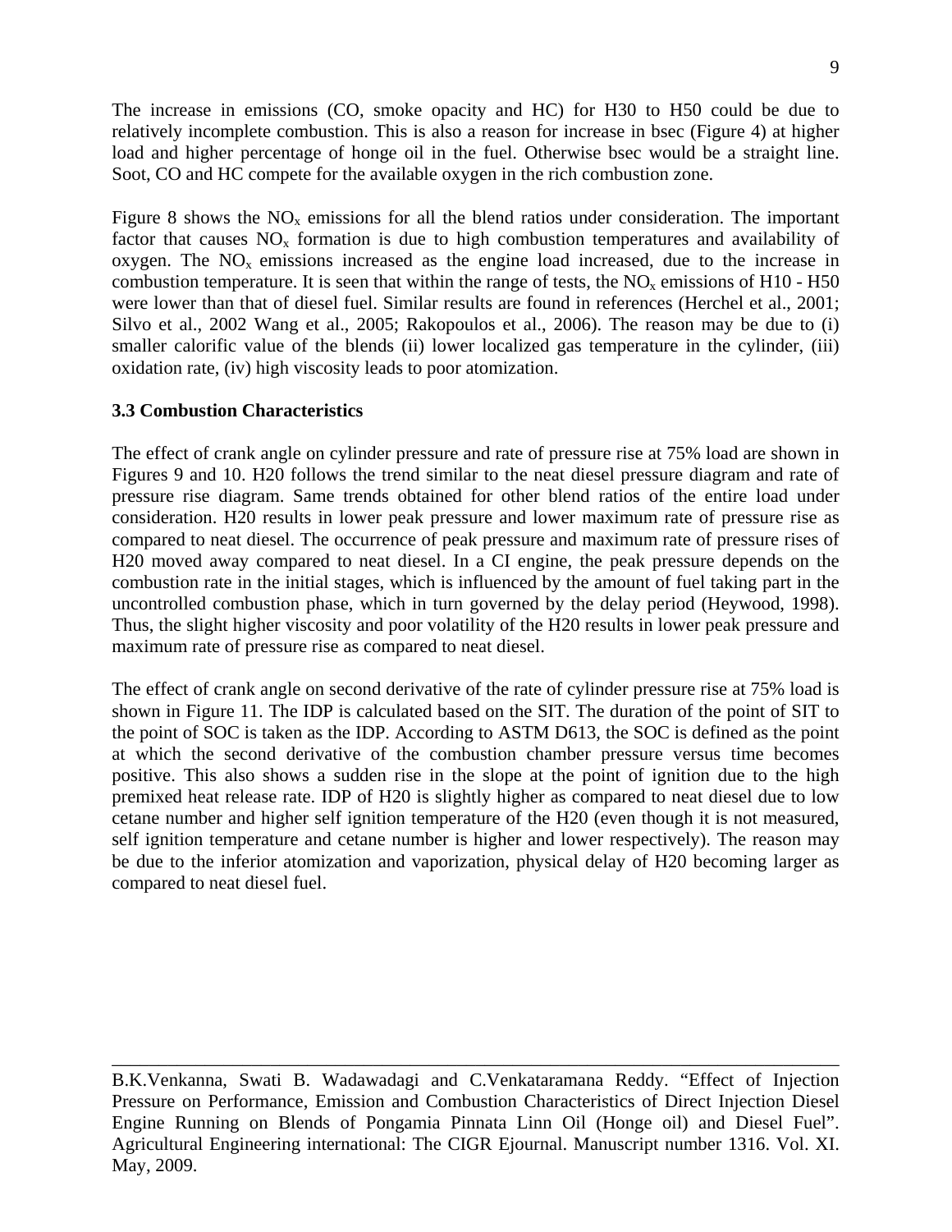The increase in emissions (CO, smoke opacity and HC) for H30 to H50 could be due to relatively incomplete combustion. This is also a reason for increase in bsec (Figure 4) at higher load and higher percentage of honge oil in the fuel. Otherwise bsec would be a straight line. Soot, CO and HC compete for the available oxygen in the rich combustion zone.

Figure 8 shows the $NO_x$ emissions for all the blend ratios under consideration. The important factor that causes $NO_x$ formation is due to high combustion temperatures and availability of oxygen. The $NO_x$ emissions increased as the engine load increased, due to the increase in combustion temperature. It is seen that within the range of tests, the $NO_x$ emissions of H10 - H50 were lower than that of diesel fuel. Similar results are found in references (Herchel et al., 2001; Silvo et al., 2002 Wang et al., 2005; Rakopoulos et al., 2006). The reason may be due to (i) smaller calorific value of the blends (ii) lower localized gas temperature in the cylinder, (iii) oxidation rate, (iv) high viscosity leads to poor atomization.

### 3.3 Combustion Characteristics

The effect of crank angle on cylinder pressure and rate of pressure rise at 75% load are shown in Figures 9 and 10. H20 follows the trend similar to the neat diesel pressure diagram and rate of pressure rise diagram. Same trends obtained for other blend ratios of the entire load under consideration. H20 results in lower peak pressure and lower maximum rate of pressure rise as compared to neat diesel. The occurrence of peak pressure and maximum rate of pressure rises of H20 moved away compared to neat diesel. In a CI engine, the peak pressure depends on the combustion rate in the initial stages, which is influenced by the amount of fuel taking part in the uncontrolled combustion phase, which in turn governed by the delay period (Heywood, 1998). Thus, the slight higher viscosity and poor volatility of the H20 results in lower peak pressure and maximum rate of pressure rise as compared to neat diesel.

The effect of crank angle on second derivative of the rate of cylinder pressure rise at 75% load is shown in Figure 11. The IDP is calculated based on the SIT. The duration of the point of SIT to the point of SOC is taken as the IDP. According to ASTM D613, the SOC is defined as the point at which the second derivative of the combustion chamber pressure versus time becomes positive. This also shows a sudden rise in the slope at the point of ignition due to the high premixed heat release rate. IDP of H20 is slightly higher as compared to neat diesel due to low cetane number and higher self ignition temperature of the H20 (even though it is not measured, self ignition temperature and cetane number is higher and lower respectively). The reason may be due to the inferior atomization and vaporization, physical delay of H20 becoming larger as compared to neat diesel fuel.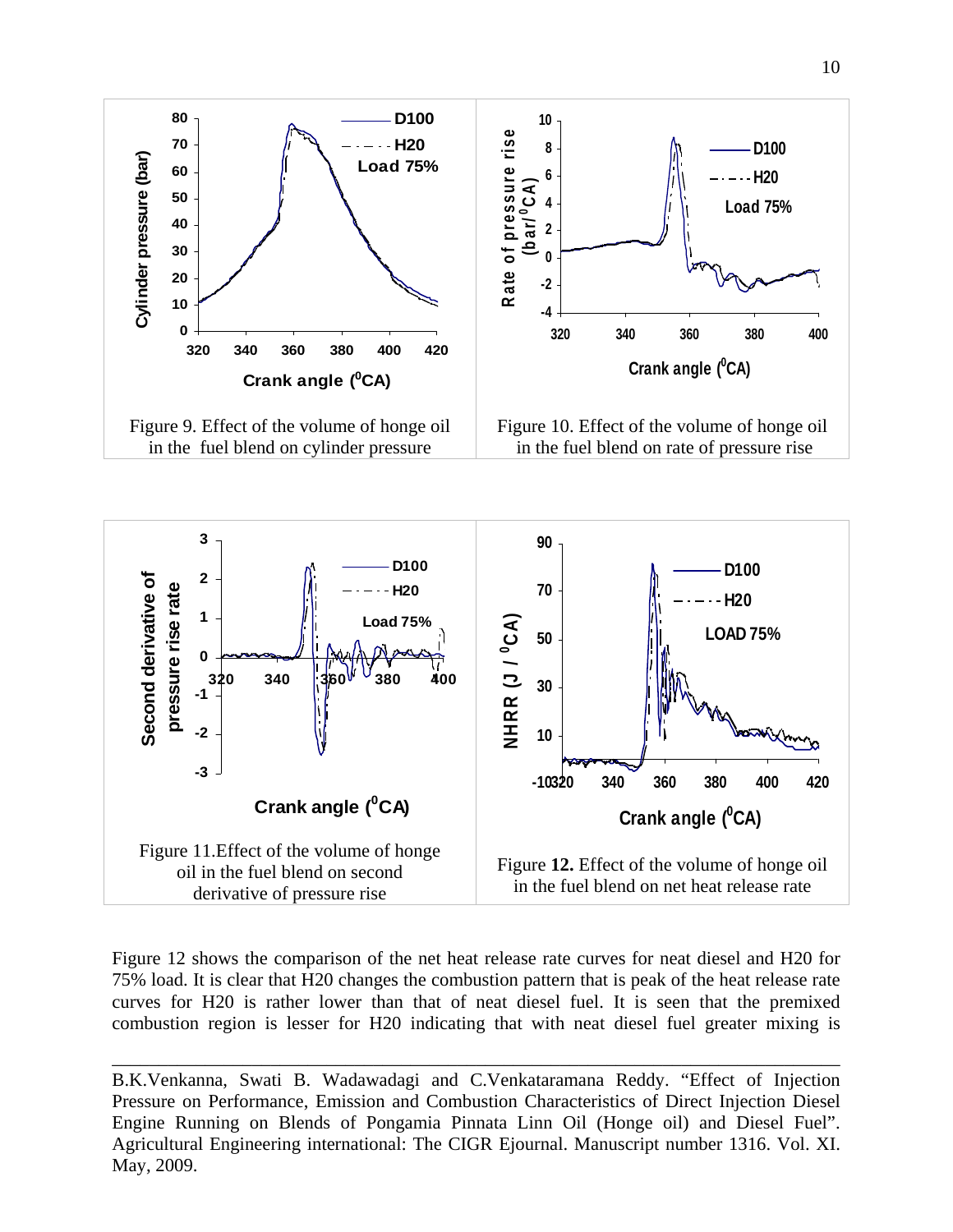Figure 9. Effect of the volume of honge oil in the fuel blend on cylinder pressure

Figure 10. Effect of the volume of honge oil in the fuel blend on rate of pressure rise

Figure 11.Effect of the volume of honge oil in the fuel blend on second derivative of pressure rise

Figure **12.** Effect of the volume of honge oil in the fuel blend on net heat release rate

Figure 12 shows the comparison of the net heat release rate curves for neat diesel and H20 for 75% load. It is clear that H20 changes the combustion pattern that is peak of the heat release rate curves for H20 is rather lower than that of neat diesel fuel. It is seen that the premixed combustion region is lesser for H20 indicating that with neat diesel fuel greater mixing is

---

B.K.Venkanna, Swati B. Wadawadagi and C.Venkataramana Reddy. "Effect of Injection Pressure on Performance, Emission and Combustion Characteristics of Direct Injection Diesel Engine Running on Blends of Pongamia Pinnata Linn Oil (Honge oil) and Diesel Fuel". Agricultural Engineering international: The CIGR Ejournal. Manuscript number 1316. Vol. XI. May, 2009.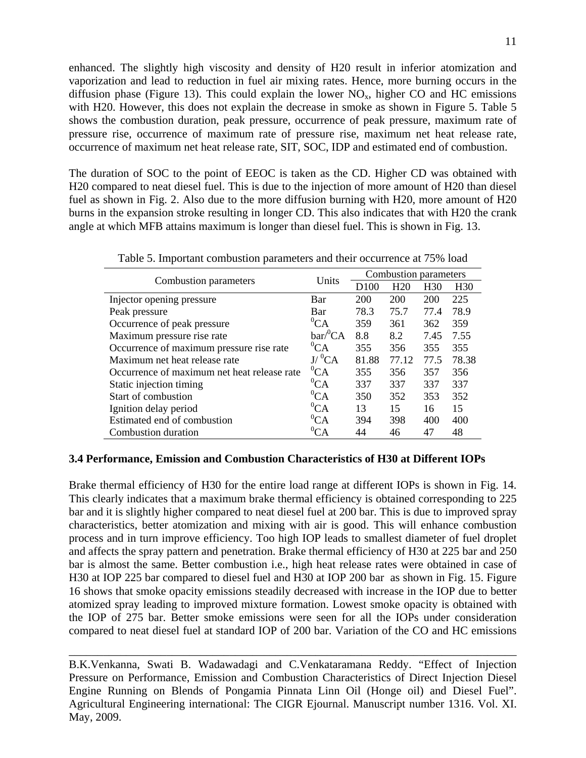enhanced. The slightly high viscosity and density of H20 result in inferior atomization and vaporization and lead to reduction in fuel air mixing rates. Hence, more burning occurs in the diffusion phase (Figure 13). This could explain the lower $NO_x$, higher CO and HC emissions with H20. However, this does not explain the decrease in smoke as shown in Figure 5. Table 5 shows the combustion duration, peak pressure, occurrence of peak pressure, maximum rate of pressure rise, occurrence of maximum rate of pressure rise, maximum net heat release rate, occurrence of maximum net heat release rate, SIT, SOC, IDP and estimated end of combustion.

The duration of SOC to the point of EEOC is taken as the CD. Higher CD was obtained with H20 compared to neat diesel fuel. This is due to the injection of more amount of H20 than diesel fuel as shown in Fig. 2. Also due to the more diffusion burning with H20, more amount of H20 burns in the expansion stroke resulting in longer CD. This also indicates that with H20 the crank angle at which MFB attains maximum is longer than diesel fuel. This is shown in Fig. 13.

Table 5. Important combustion parameters and their occurrence at 75% load

| Combustion parameters | Units | Combustion parameters | | | |
|---|---|---|---|---|---|
| | | D100 | H20 | H30 | H30 |
| Injector opening pressure | Bar | 200 | 200 | 200 | 225 |
| Peak pressure | Bar | 78.3 | 75.7 | 77.4 | 78.9 |
| Occurrence of peak pressure | $^0$CA | 359 | 361 | 362 | 359 |
| Maximum pressure rise rate | bar/$^0$CA | 8.8 | 8.2 | 7.45 | 7.55 |
| Occurrence of maximum pressure rise rate | $^0$CA | 355 | 356 | 355 | 355 |
| Maximum net heat release rate | J/ $^0$CA | 81.88 | 77.12 | 77.5 | 78.38 |
| Occurrence of maximum net heat release rate | $^0$CA | 355 | 356 | 357 | 356 |
| Static injection timing | $^0$CA | 337 | 337 | 337 | 337 |
| Start of combustion | $^0$CA | 350 | 352 | 353 | 352 |
| Ignition delay period | $^0$CA | 13 | 15 | 16 | 15 |
| Estimated end of combustion | $^0$CA | 394 | 398 | 400 | 400 |
| Combustion duration | $^0$CA | 44 | 46 | 47 | 48 |

### 3.4 Performance, Emission and Combustion Characteristics of H30 at Different IOPs

Brake thermal efficiency of H30 for the entire load range at different IOPs is shown in Fig. 14. This clearly indicates that a maximum brake thermal efficiency is obtained corresponding to 225 bar and it is slightly higher compared to neat diesel fuel at 200 bar. This is due to improved spray characteristics, better atomization and mixing with air is good. This will enhance combustion process and in turn improve efficiency. Too high IOP leads to smallest diameter of fuel droplet and affects the spray pattern and penetration. Brake thermal efficiency of H30 at 225 bar and 250 bar is almost the same. Better combustion i.e., high heat release rates were obtained in case of H30 at IOP 225 bar compared to diesel fuel and H30 at IOP 200 bar as shown in Fig. 15. Figure 16 shows that smoke opacity emissions steadily decreased with increase in the IOP due to better atomized spray leading to improved mixture formation. Lowest smoke opacity is obtained with the IOP of 275 bar. Better smoke emissions were seen for all the IOPs under consideration compared to neat diesel fuel at standard IOP of 200 bar. Variation of the CO and HC emissions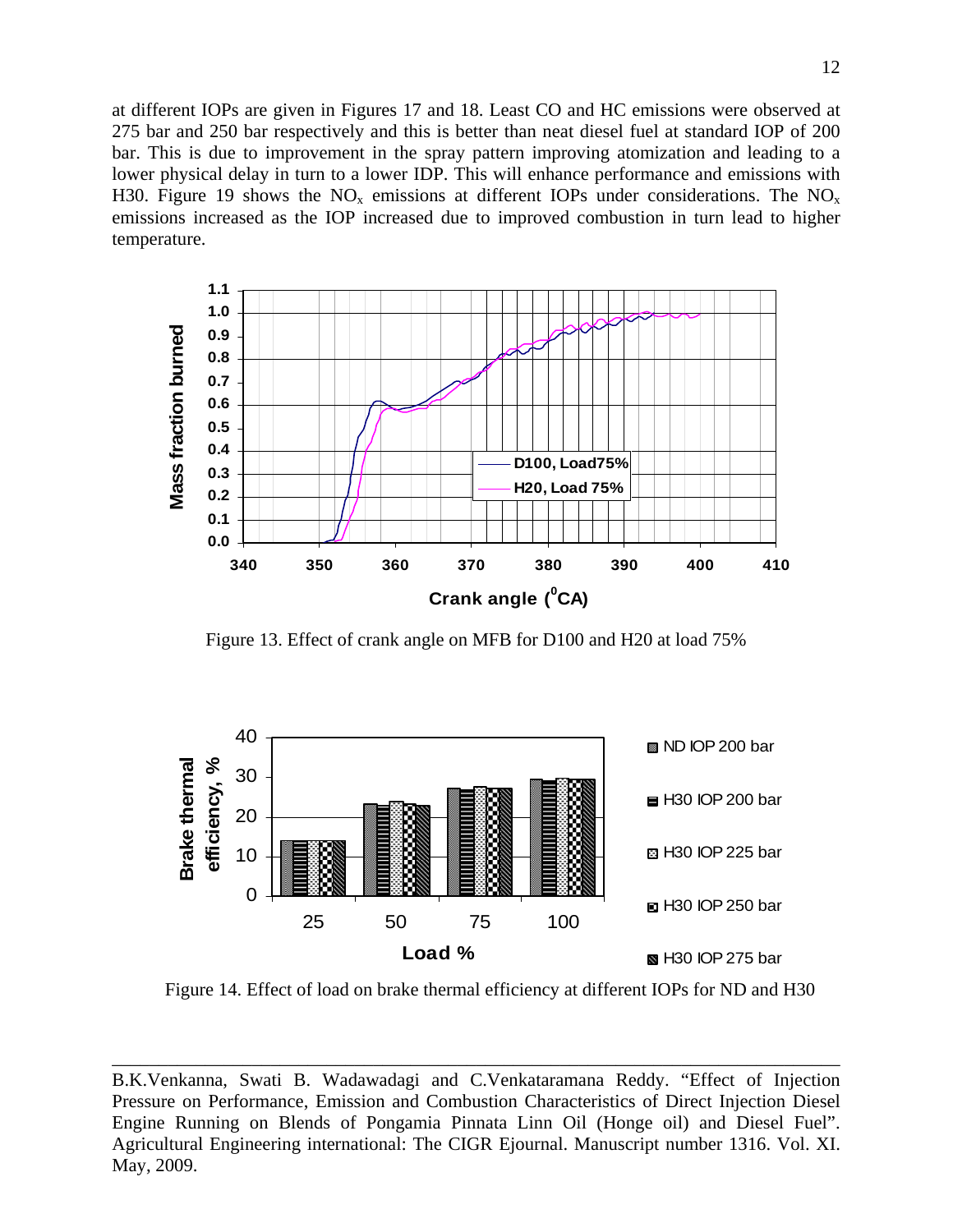at different IOPs are given in Figures 17 and 18. Least CO and HC emissions were observed at 275 bar and 250 bar respectively and this is better than neat diesel fuel at standard IOP of 200 bar. This is due to improvement in the spray pattern improving atomization and leading to a lower physical delay in turn to a lower IDP. This will enhance performance and emissions with H30. Figure 19 shows the $NO_x$ emissions at different IOPs under considerations. The $NO_x$ emissions increased as the IOP increased due to improved combustion in turn lead to higher temperature.

Figure 13. Effect of crank angle on MFB for D100 and H20 at load 75%

Figure 14. Effect of load on brake thermal efficiency at different IOPs for ND and H30

B.K.Venkanna, Swati B. Wadawadagi and C.Venkataramana Reddy. "Effect of Injection Pressure on Performance, Emission and Combustion Characteristics of Direct Injection Diesel Engine Running on Blends of Pongamia Pinnata Linn Oil (Honge oil) and Diesel Fuel". Agricultural Engineering international: The CIGR Ejournal. Manuscript number 1316. Vol. XI. May, 2009.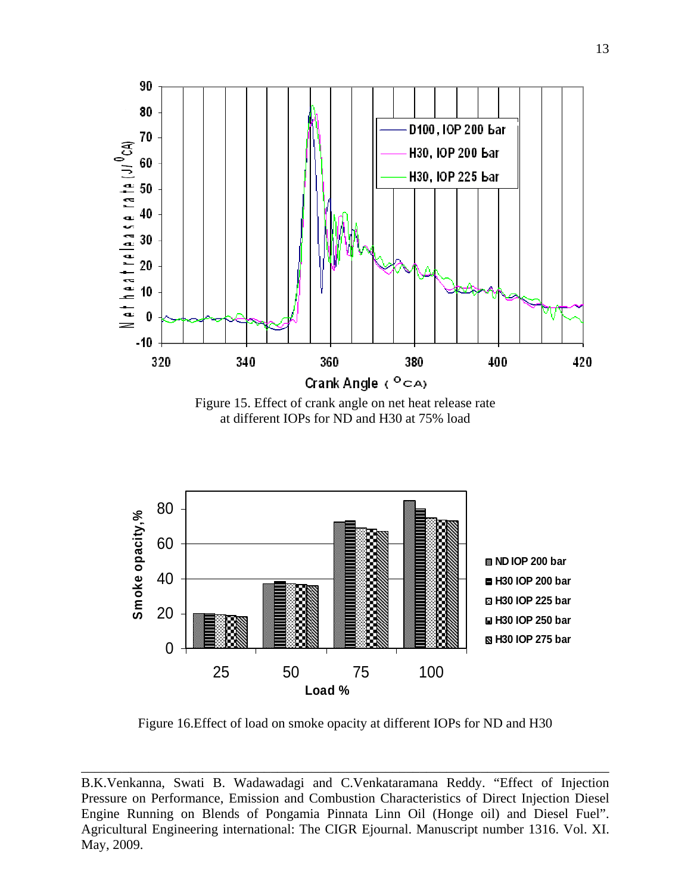Figure 15. Effect of crank angle on net heat release rate at different IOPs for ND and H30 at 75% load

Figure 16.Effect of load on smoke opacity at different IOPs for ND and H30

B.K.Venkanna, Swati B. Wadawadagi and C.Venkataramana Reddy. "Effect of Injection Pressure on Performance, Emission and Combustion Characteristics of Direct Injection Diesel Engine Running on Blends of Pongamia Pinnata Linn Oil (Honge oil) and Diesel Fuel". Agricultural Engineering international: The CIGR Ejournal. Manuscript number 1316. Vol. XI. May, 2009.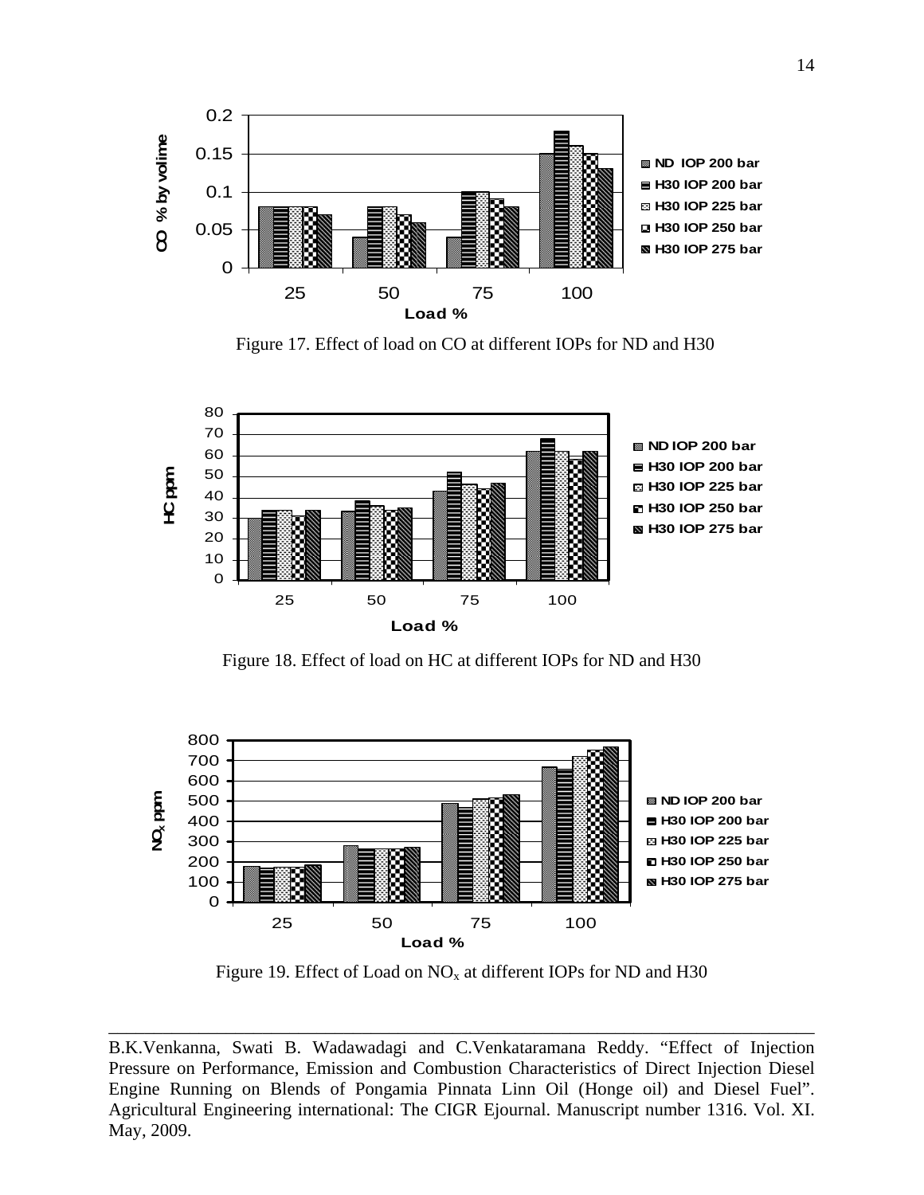Figure 17. Effect of load on CO at different IOPs for ND and H30

Figure 18. Effect of load on HC at different IOPs for ND and H30

Figure 19. Effect of Load on $NO_x$ at different IOPs for ND and H30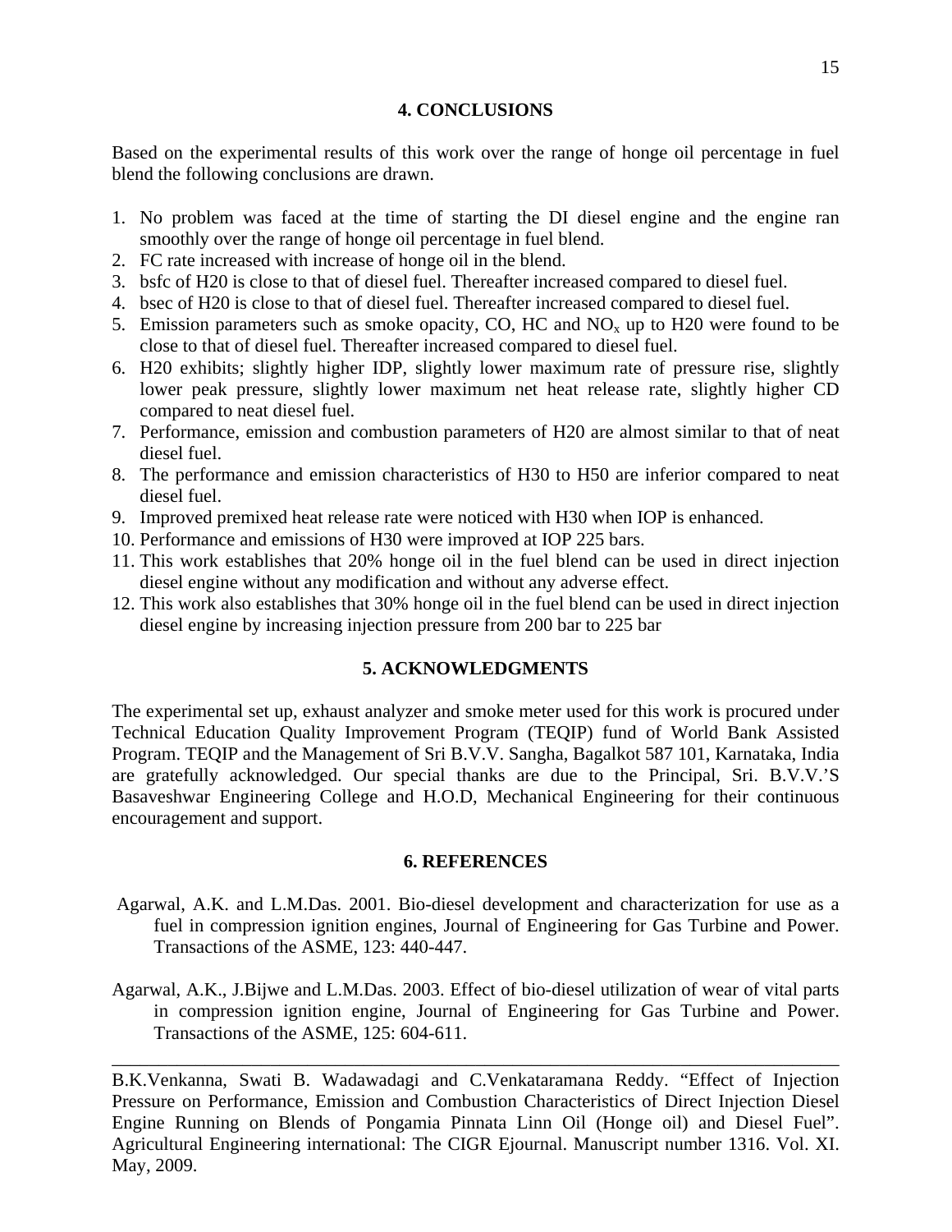## 4. CONCLUSIONS

Based on the experimental results of this work over the range of honge oil percentage in fuel blend the following conclusions are drawn.

1. No problem was faced at the time of starting the DI diesel engine and the engine ran smoothly over the range of honge oil percentage in fuel blend.
2. FC rate increased with increase of honge oil in the blend.
3. bsfc of H20 is close to that of diesel fuel. Thereafter increased compared to diesel fuel.
4. bsec of H20 is close to that of diesel fuel. Thereafter increased compared to diesel fuel.
5. Emission parameters such as smoke opacity, CO, HC and $NO_x$ up to H20 were found to be close to that of diesel fuel. Thereafter increased compared to diesel fuel.
6. H20 exhibits; slightly higher IDP, slightly lower maximum rate of pressure rise, slightly lower peak pressure, slightly lower maximum net heat release rate, slightly higher CD compared to neat diesel fuel.
7. Performance, emission and combustion parameters of H20 are almost similar to that of neat diesel fuel.
8. The performance and emission characteristics of H30 to H50 are inferior compared to neat diesel fuel.
9. Improved premixed heat release rate were noticed with H30 when IOP is enhanced.
10. Performance and emissions of H30 were improved at IOP 225 bars.
11. This work establishes that 20% honge oil in the fuel blend can be used in direct injection diesel engine without any modification and without any adverse effect.
12. This work also establishes that 30% honge oil in the fuel blend can be used in direct injection diesel engine by increasing injection pressure from 200 bar to 225 bar

## 5. ACKNOWLEDGMENTS

The experimental set up, exhaust analyzer and smoke meter used for this work is procured under Technical Education Quality Improvement Program (TEQIP) fund of World Bank Assisted Program. TEQIP and the Management of Sri B.V.V. Sangha, Bagalkot 587 101, Karnataka, India are gratefully acknowledged. Our special thanks are due to the Principal, Sri. B.V.V.'S Basaveshwar Engineering College and H.O.D, Mechanical Engineering for their continuous encouragement and support.

## 6. REFERENCES

Agarwal, A.K. and L.M.Das. 2001. Bio-diesel development and characterization for use as a fuel in compression ignition engines, Journal of Engineering for Gas Turbine and Power. Transactions of the ASME, 123: 440-447.

Agarwal, A.K., J.Bijwe and L.M.Das. 2003. Effect of bio-diesel utilization of wear of vital parts in compression ignition engine, Journal of Engineering for Gas Turbine and Power. Transactions of the ASME, 125: 604-611.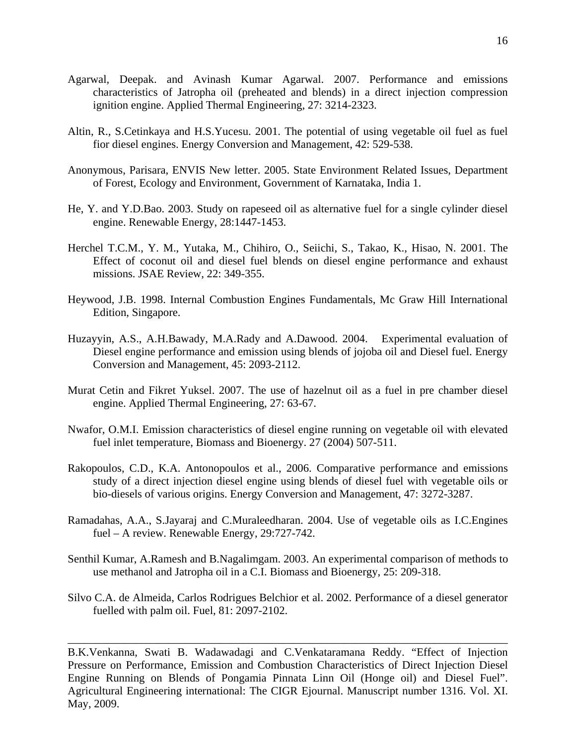Agarwal, Deepak. and Avinash Kumar Agarwal. 2007. Performance and emissions characteristics of Jatropha oil (preheated and blends) in a direct injection compression ignition engine. Applied Thermal Engineering, 27: 3214-2323.

Altin, R., S.Cetinkaya and H.S.Yucesu. 2001. The potential of using vegetable oil fuel as fuel fior diesel engines. Energy Conversion and Management, 42: 529-538.

Anonymous, Parisara, ENVIS New letter. 2005. State Environment Related Issues, Department of Forest, Ecology and Environment, Government of Karnataka, India 1.

He, Y. and Y.D.Bao. 2003. Study on rapeseed oil as alternative fuel for a single cylinder diesel engine. Renewable Energy, 28:1447-1453.

Herchel T.C.M., Y. M., Yutaka, M., Chihiro, O., Seiichi, S., Takao, K., Hisao, N. 2001. The Effect of coconut oil and diesel fuel blends on diesel engine performance and exhaust missions. JSAE Review, 22: 349-355.

Heywood, J.B. 1998. Internal Combustion Engines Fundamentals, Mc Graw Hill International Edition, Singapore.

Huzayyin, A.S., A.H.Bawady, M.A.Rady and A.Dawood. 2004. Experimental evaluation of Diesel engine performance and emission using blends of jojoba oil and Diesel fuel. Energy Conversion and Management, 45: 2093-2112.

Murat Cetin and Fikret Yuksel. 2007. The use of hazelnut oil as a fuel in pre chamber diesel engine. Applied Thermal Engineering, 27: 63-67.

Nwafor, O.M.I. Emission characteristics of diesel engine running on vegetable oil with elevated fuel inlet temperature, Biomass and Bioenergy. 27 (2004) 507-511.

Rakopoulos, C.D., K.A. Antonopoulos et al., 2006. Comparative performance and emissions study of a direct injection diesel engine using blends of diesel fuel with vegetable oils or bio-diesels of various origins. Energy Conversion and Management, 47: 3272-3287.

Ramadahas, A.A., S.Jayaraj and C.Muraleedharan. 2004. Use of vegetable oils as I.C.Engines fuel – A review. Renewable Energy, 29:727-742.

Senthil Kumar, A.Ramesh and B.Nagalimgam. 2003. An experimental comparison of methods to use methanol and Jatropha oil in a C.I. Biomass and Bioenergy, 25: 209-318.

Silvo C.A. de Almeida, Carlos Rodrigues Belchior et al. 2002. Performance of a diesel generator fuelled with palm oil. Fuel, 81: 2097-2102.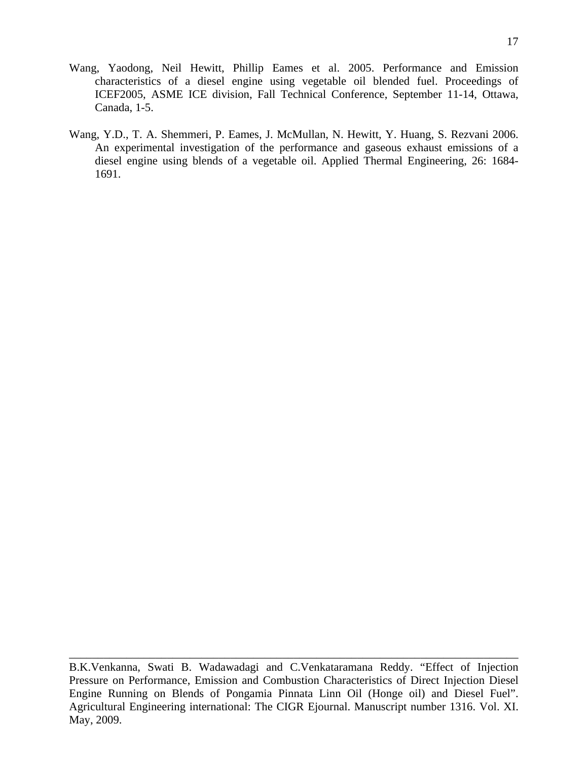Wang, Yaodong, Neil Hewitt, Phillip Eames et al. 2005. Performance and Emission characteristics of a diesel engine using vegetable oil blended fuel. Proceedings of ICEF2005, ASME ICE division, Fall Technical Conference, September 11-14, Ottawa, Canada, 1-5.

Wang, Y.D., T. A. Shemmeri, P. Eames, J. McMullan, N. Hewitt, Y. Huang, S. Rezvani 2006. An experimental investigation of the performance and gaseous exhaust emissions of a diesel engine using blends of a vegetable oil. Applied Thermal Engineering, 26: 1684-1691.